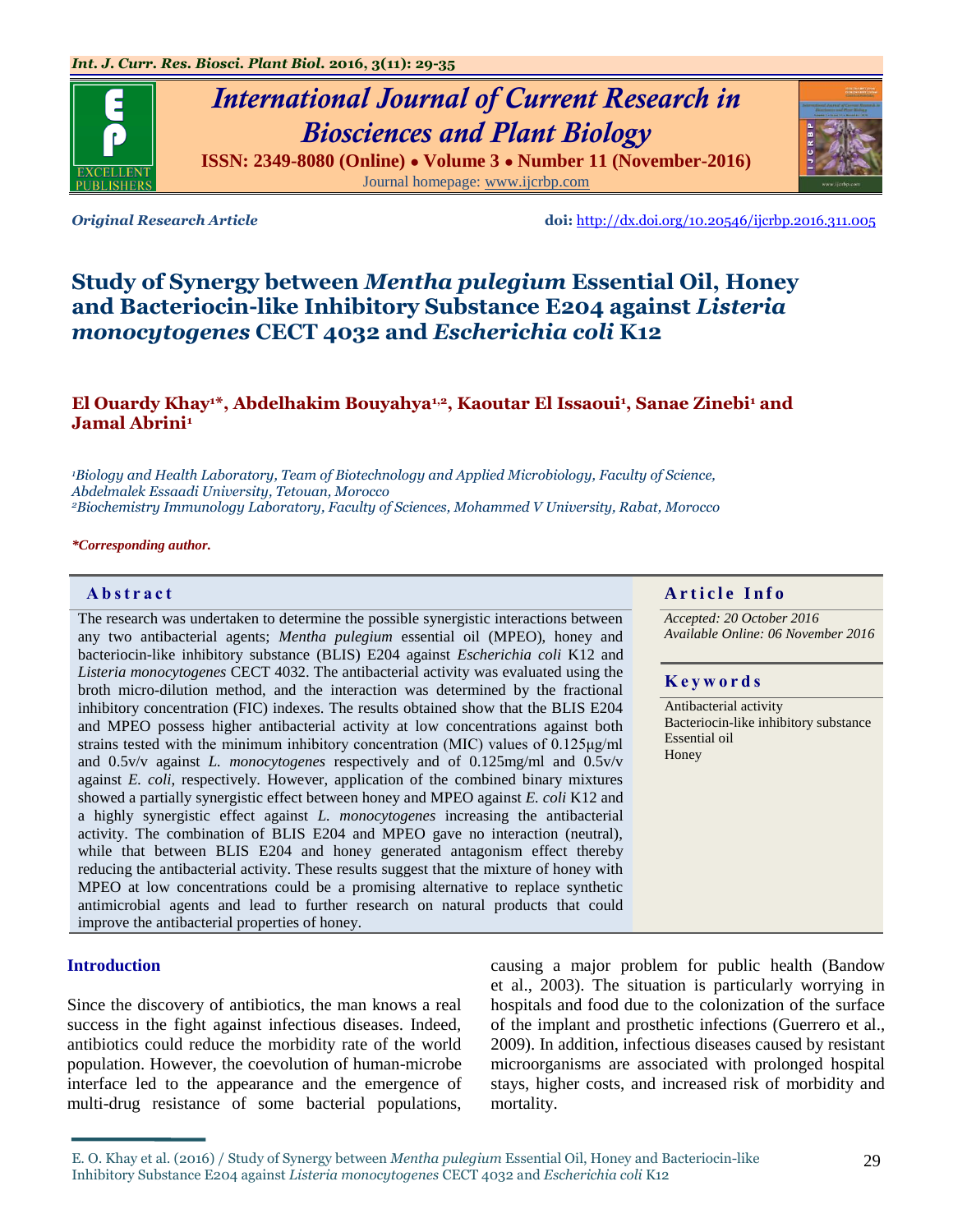Original Research Article

doi: http://dx.doi.org/10.20546/ijcrbp.2016.311.005

# Study of Synergy between *Mentha pulegium* Essential Oil, Honey and Bacteriocin-like Inhibitory Substance E204 against *Listeria monocytogenes* CECT 4032 and *Escherichia coli* K12

**El Ouardy Khay[1]*, Abdelhakim Bouyahya[1,2], Kaoutar El Issaoui[1], Sanae Zinebi[1] and Jamal Abrini[1]**

[1]*Biology and Health Laboratory, Team of Biotechnology and Applied Microbiology, Faculty of Science, Abdelmalek Essaadi University, Tetouan, Morocco*
[2]*Biochemistry Immunology Laboratory, Faculty of Sciences, Mohammed V University, Rabat, Morocco*

***Corresponding author.**

## Abstract

The research was undertaken to determine the possible synergistic interactions between any two antibacterial agents; *Mentha pulegium* essential oil (MPEO), honey and bacteriocin-like inhibitory substance (BLIS) E204 against *Escherichia coli* K12 and *Listeria monocytogenes* CECT 4032. The antibacterial activity was evaluated using the broth micro-dilution method, and the interaction was determined by the fractional inhibitory concentration (FIC) indexes. The results obtained show that the BLIS E204 and MPEO possess higher antibacterial activity at low concentrations against both strains tested with the minimum inhibitory concentration (MIC) values of 0.125µg/ml and 0.5v/v against *L. monocytogenes* respectively and of 0.125mg/ml and 0.5v/v against *E. coli*, respectively. However, application of the combined binary mixtures showed a partially synergistic effect between honey and MPEO against *E. coli* K12 and a highly synergistic effect against *L. monocytogenes* increasing the antibacterial activity. The combination of BLIS E204 and MPEO gave no interaction (neutral), while that between BLIS E204 and honey generated antagonism effect thereby reducing the antibacterial activity. These results suggest that the mixture of honey with MPEO at low concentrations could be a promising alternative to replace synthetic antimicrobial agents and lead to further research on natural products that could improve the antibacterial properties of honey.

## Article Info

*Accepted: 20 October 2016*
*Available Online: 06 November 2016*

## Keywords

Antibacterial activity
Bacteriocin-like inhibitory substance
Essential oil
Honey

## Introduction

Since the discovery of antibiotics, the man knows a real success in the fight against infectious diseases. Indeed, antibiotics could reduce the morbidity rate of the world population. However, the coevolution of human-microbe interface led to the appearance and the emergence of multi-drug resistance of some bacterial populations, causing a major problem for public health (Bandow et al., 2003). The situation is particularly worrying in hospitals and food due to the colonization of the surface of the implant and prosthetic infections (Guerrero et al., 2009). In addition, infectious diseases caused by resistant microorganisms are associated with prolonged hospital stays, higher costs, and increased risk of morbidity and mortality.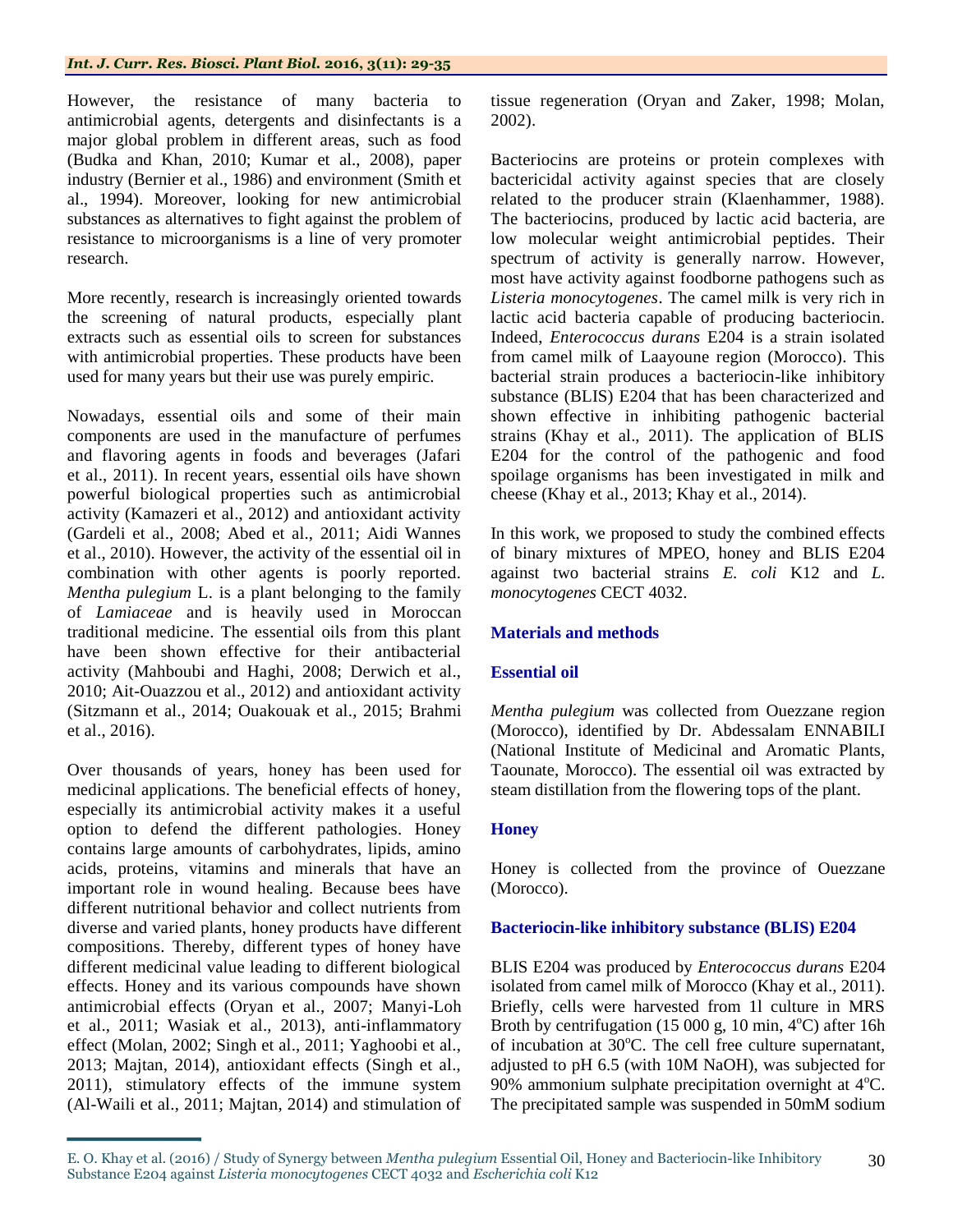However, the resistance of many bacteria to antimicrobial agents, detergents and disinfectants is a major global problem in different areas, such as food (Budka and Khan, 2010; Kumar et al., 2008), paper industry (Bernier et al., 1986) and environment (Smith et al., 1994). Moreover, looking for new antimicrobial substances as alternatives to fight against the problem of resistance to microorganisms is a line of very promoter research.

More recently, research is increasingly oriented towards the screening of natural products, especially plant extracts such as essential oils to screen for substances with antimicrobial properties. These products have been used for many years but their use was purely empiric.

Nowadays, essential oils and some of their main components are used in the manufacture of perfumes and flavoring agents in foods and beverages (Jafari et al., 2011). In recent years, essential oils have shown powerful biological properties such as antimicrobial activity (Kamazeri et al., 2012) and antioxidant activity (Gardeli et al., 2008; Abed et al., 2011; Aidi Wannes et al., 2010). However, the activity of the essential oil in combination with other agents is poorly reported. *Mentha pulegium* L. is a plant belonging to the family of *Lamiaceae* and is heavily used in Moroccan traditional medicine. The essential oils from this plant have been shown effective for their antibacterial activity (Mahboubi and Haghi, 2008; Derwich et al., 2010; Ait-Ouazzou et al., 2012) and antioxidant activity (Sitzmann et al., 2014; Ouakouak et al., 2015; Brahmi et al., 2016).

Over thousands of years, honey has been used for medicinal applications. The beneficial effects of honey, especially its antimicrobial activity makes it a useful option to defend the different pathologies. Honey contains large amounts of carbohydrates, lipids, amino acids, proteins, vitamins and minerals that have an important role in wound healing. Because bees have different nutritional behavior and collect nutrients from diverse and varied plants, honey products have different compositions. Thereby, different types of honey have different medicinal value leading to different biological effects. Honey and its various compounds have shown antimicrobial effects (Oryan et al., 2007; Manyi-Loh et al., 2011; Wasiak et al., 2013), anti-inflammatory effect (Molan, 2002; Singh et al., 2011; Yaghoobi et al., 2013; Majtan, 2014), antioxidant effects (Singh et al., 2011), stimulatory effects of the immune system (Al-Waili et al., 2011; Majtan, 2014) and stimulation of tissue regeneration (Oryan and Zaker, 1998; Molan, 2002).

Bacteriocins are proteins or protein complexes with bactericidal activity against species that are closely related to the producer strain (Klaenhammer, 1988). The bacteriocins, produced by lactic acid bacteria, are low molecular weight antimicrobial peptides. Their spectrum of activity is generally narrow. However, most have activity against foodborne pathogens such as *Listeria monocytogenes*. The camel milk is very rich in lactic acid bacteria capable of producing bacteriocin. Indeed, *Enterococcus durans* E204 is a strain isolated from camel milk of Laayoune region (Morocco). This bacterial strain produces a bacteriocin-like inhibitory substance (BLIS) E204 that has been characterized and shown effective in inhibiting pathogenic bacterial strains (Khay et al., 2011). The application of BLIS E204 for the control of the pathogenic and food spoilage organisms has been investigated in milk and cheese (Khay et al., 2013; Khay et al., 2014).

In this work, we proposed to study the combined effects of binary mixtures of MPEO, honey and BLIS E204 against two bacterial strains *E. coli* K12 and *L. monocytogenes* CECT 4032.

## Materials and methods

### Essential oil

*Mentha pulegium* was collected from Ouezzane region (Morocco), identified by Dr. Abdessalam ENNABILI (National Institute of Medicinal and Aromatic Plants, Taounate, Morocco). The essential oil was extracted by steam distillation from the flowering tops of the plant.

### Honey

Honey is collected from the province of Ouezzane (Morocco).

### Bacteriocin-like inhibitory substance (BLIS) E204

BLIS E204 was produced by *Enterococcus durans* E204 isolated from camel milk of Morocco (Khay et al., 2011). Briefly, cells were harvested from 1l culture in MRS Broth by centrifugation (15 000 g, 10 min, 4°C) after 16h of incubation at 30°C. The cell free culture supernatant, adjusted to pH 6.5 (with 10M NaOH), was subjected for 90% ammonium sulphate precipitation overnight at 4°C. The precipitated sample was suspended in 50mM sodium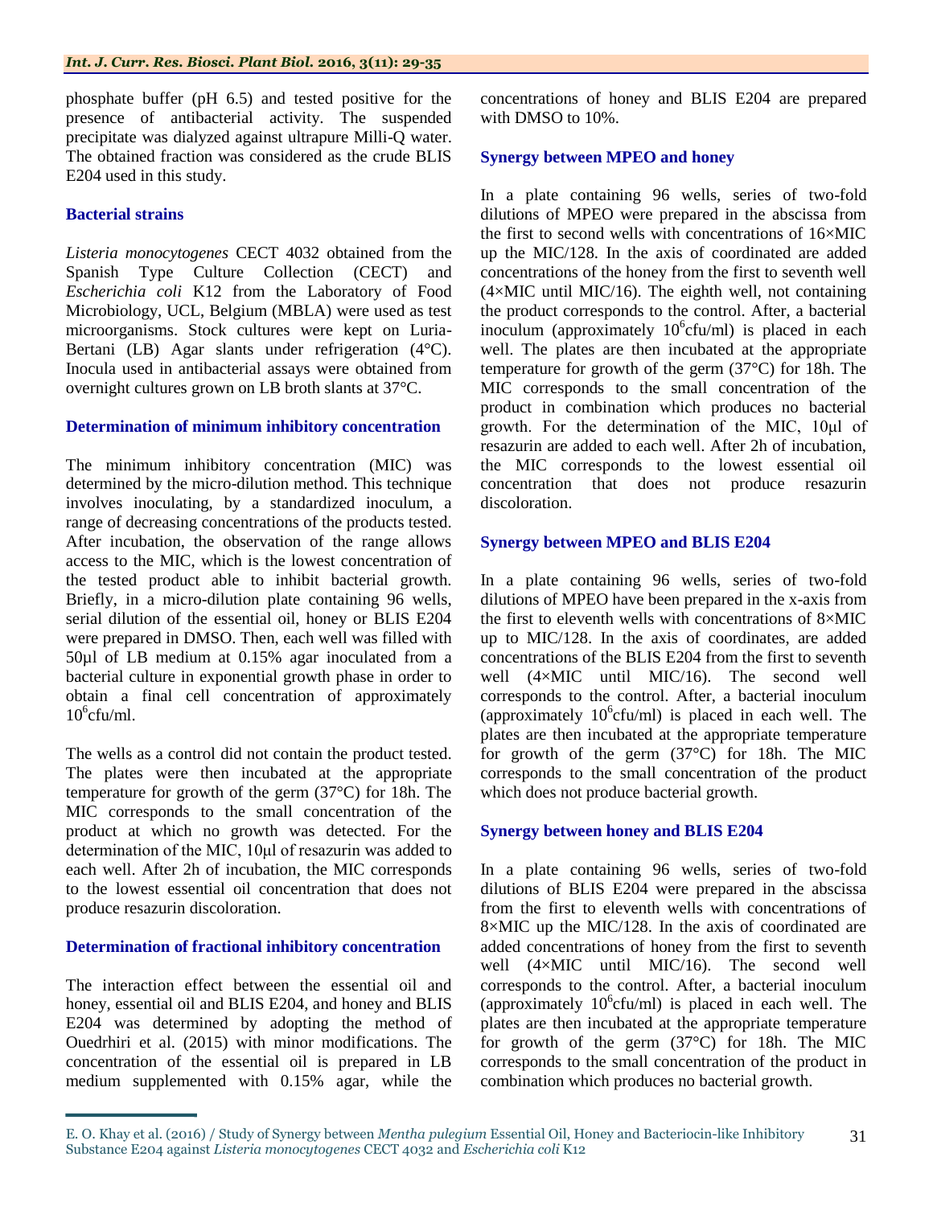phosphate buffer (pH 6.5) and tested positive for the presence of antibacterial activity. The suspended precipitate was dialyzed against ultrapure Milli-Q water. The obtained fraction was considered as the crude BLIS E204 used in this study.

### Bacterial strains

*Listeria monocytogenes* CECT 4032 obtained from the Spanish Type Culture Collection (CECT) and *Escherichia coli* K12 from the Laboratory of Food Microbiology, UCL, Belgium (MBLA) were used as test microorganisms. Stock cultures were kept on Luria-Bertani (LB) Agar slants under refrigeration (4°C). Inocula used in antibacterial assays were obtained from overnight cultures grown on LB broth slants at 37°C.

### Determination of minimum inhibitory concentration

The minimum inhibitory concentration (MIC) was determined by the micro-dilution method. This technique involves inoculating, by a standardized inoculum, a range of decreasing concentrations of the products tested. After incubation, the observation of the range allows access to the MIC, which is the lowest concentration of the tested product able to inhibit bacterial growth. Briefly, in a micro-dilution plate containing 96 wells, serial dilution of the essential oil, honey or BLIS E204 were prepared in DMSO. Then, each well was filled with 50µl of LB medium at 0.15% agar inoculated from a bacterial culture in exponential growth phase in order to obtain a final cell concentration of approximately $10^6$cfu/ml.

The wells as a control did not contain the product tested. The plates were then incubated at the appropriate temperature for growth of the germ (37°C) for 18h. The MIC corresponds to the small concentration of the product at which no growth was detected. For the determination of the MIC, 10µl of resazurin was added to each well. After 2h of incubation, the MIC corresponds to the lowest essential oil concentration that does not produce resazurin discoloration.

### Determination of fractional inhibitory concentration

The interaction effect between the essential oil and honey, essential oil and BLIS E204, and honey and BLIS E204 was determined by adopting the method of Ouedrhiri et al. (2015) with minor modifications. The concentration of the essential oil is prepared in LB medium supplemented with 0.15% agar, while the concentrations of honey and BLIS E204 are prepared with DMSO to 10%.

### Synergy between MPEO and honey

In a plate containing 96 wells, series of two-fold dilutions of MPEO were prepared in the abscissa from the first to second wells with concentrations of 16×MIC up the MIC/128. In the axis of coordinated are added concentrations of the honey from the first to seventh well (4×MIC until MIC/16). The eighth well, not containing the product corresponds to the control. After, a bacterial inoculum (approximately $10^6$cfu/ml) is placed in each well. The plates are then incubated at the appropriate temperature for growth of the germ (37°C) for 18h. The MIC corresponds to the small concentration of the product in combination which produces no bacterial growth. For the determination of the MIC, 10µl of resazurin are added to each well. After 2h of incubation, the MIC corresponds to the lowest essential oil concentration that does not produce resazurin discoloration.

### Synergy between MPEO and BLIS E204

In a plate containing 96 wells, series of two-fold dilutions of MPEO have been prepared in the x-axis from the first to eleventh wells with concentrations of 8×MIC up to MIC/128. In the axis of coordinates, are added concentrations of the BLIS E204 from the first to seventh well (4×MIC until MIC/16). The second well corresponds to the control. After, a bacterial inoculum (approximately $10^6$cfu/ml) is placed in each well. The plates are then incubated at the appropriate temperature for growth of the germ (37°C) for 18h. The MIC corresponds to the small concentration of the product which does not produce bacterial growth.

### Synergy between honey and BLIS E204

In a plate containing 96 wells, series of two-fold dilutions of BLIS E204 were prepared in the abscissa from the first to eleventh wells with concentrations of 8×MIC up the MIC/128. In the axis of coordinated are added concentrations of honey from the first to seventh well (4×MIC until MIC/16). The second well corresponds to the control. After, a bacterial inoculum (approximately $10^6$cfu/ml) is placed in each well. The plates are then incubated at the appropriate temperature for growth of the germ (37°C) for 18h. The MIC corresponds to the small concentration of the product in combination which produces no bacterial growth.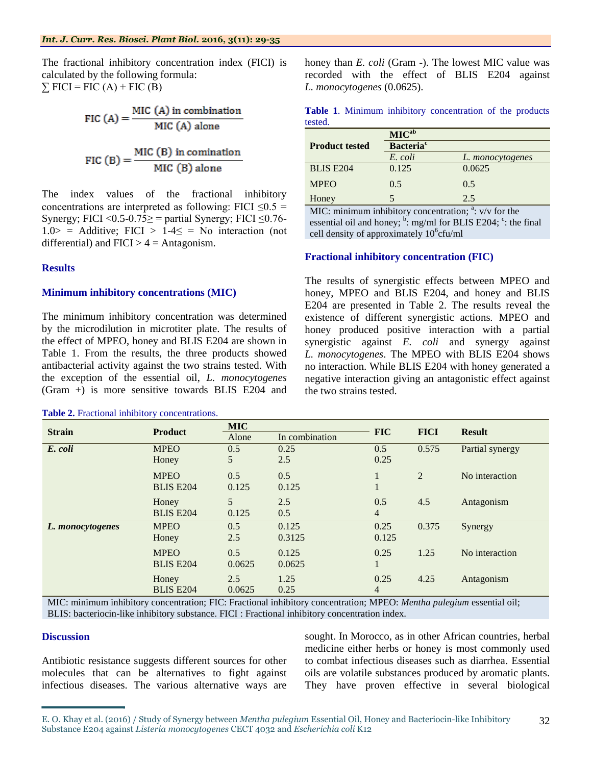The fractional inhibitory concentration index (FICI) is calculated by the following formula:

$\sum$ FICI = FIC (A) + FIC (B)

$$\text{FIC (A)} = \frac{\text{MIC (A) in combination}}{\text{MIC (A) alone}}$$

$$\text{FIC (B)} = \frac{\text{MIC (B) in comination}}{\text{MIC (B) alone}}$$

The index values of the fractional inhibitory concentrations are interpreted as following: FICI ≤0.5 = Synergy; FICI <0.5-0.75≥ = partial Synergy; FICI ≤0.76-1.0> = Additive; FICI > 1-4≤ = No interaction (not differential) and FICI > 4 = Antagonism.

## Results

### Minimum inhibitory concentrations (MIC)

The minimum inhibitory concentration was determined by the microdilution in microtiter plate. The results of the effect of MPEO, honey and BLIS E204 are shown in Table 1. From the results, the three products showed antibacterial activity against the two strains tested. With the exception of the essential oil, *L. monocytogenes* (Gram +) is more sensitive towards BLIS E204 and honey than *E. coli* (Gram -). The lowest MIC value was recorded with the effect of BLIS E204 against *L. monocytogenes* (0.0625).

**Table 1**. Minimum inhibitory concentration of the products tested.

| Product tested | MIC[ab] | |
|---|---|---|
| | Bacteria[c] | |
| | *E. coli* | *L. monocytogenes* |
| BLIS E204 | 0.125 | 0.0625 |
| MPEO | 0.5 | 0.5 |
| Honey | 5 | 2.5 |

MIC: minimum inhibitory concentration; [a]: v/v for the essential oil and honey; [b]: mg/ml for BLIS E204; [c]: the final cell density of approximately $10^6$cfu/ml

### Fractional inhibitory concentration (FIC)

The results of synergistic effects between MPEO and honey, MPEO and BLIS E204, and honey and BLIS E204 are presented in Table 2. The results reveal the existence of different synergistic actions. MPEO and honey produced positive interaction with a partial synergistic against *E. coli* and synergy against *L. monocytogenes*. The MPEO with BLIS E204 shows no interaction. While BLIS E204 with honey generated a negative interaction giving an antagonistic effect against the two strains tested.

**Table 2.** Fractional inhibitory concentrations.

| Strain | Product | MIC | | FIC | FICI | Result |
|---|---|---|---|---|---|---|
| | | Alone | In combination | | | |
| ***E. coli*** | MPEO | 0.5 | 0.25 | 0.5 | 0.575 | Partial synergy |
| | Honey | 5 | 2.5 | 0.25 | | |
| | MPEO | 0.5 | 0.5 | 1 | 2 | No interaction |
| | BLIS E204 | 0.125 | 0.125 | 1 | | |
| | Honey | 5 | 2.5 | 0.5 | 4.5 | Antagonism |
| | BLIS E204 | 0.125 | 0.5 | 4 | | |
| ***L. monocytogenes*** | MPEO | 0.5 | 0.125 | 0.25 | 0.375 | Synergy |
| | Honey | 2.5 | 0.3125 | 0.125 | | |
| | MPEO | 0.5 | 0.125 | 0.25 | 1.25 | No interaction |
| | BLIS E204 | 0.0625 | 0.0625 | 1 | | |
| | Honey | 2.5 | 1.25 | 0.25 | 4.25 | Antagonism |
| | BLIS E204 | 0.0625 | 0.25 | 4 | | |

MIC: minimum inhibitory concentration; FIC: Fractional inhibitory concentration; MPEO: *Mentha pulegium* essential oil; BLIS: bacteriocin-like inhibitory substance. FICI : Fractional inhibitory concentration index.

## Discussion

Antibiotic resistance suggests different sources for other molecules that can be alternatives to fight against infectious diseases. The various alternative ways are sought. In Morocco, as in other African countries, herbal medicine either herbs or honey is most commonly used to combat infectious diseases such as diarrhea. Essential oils are volatile substances produced by aromatic plants. They have proven effective in several biological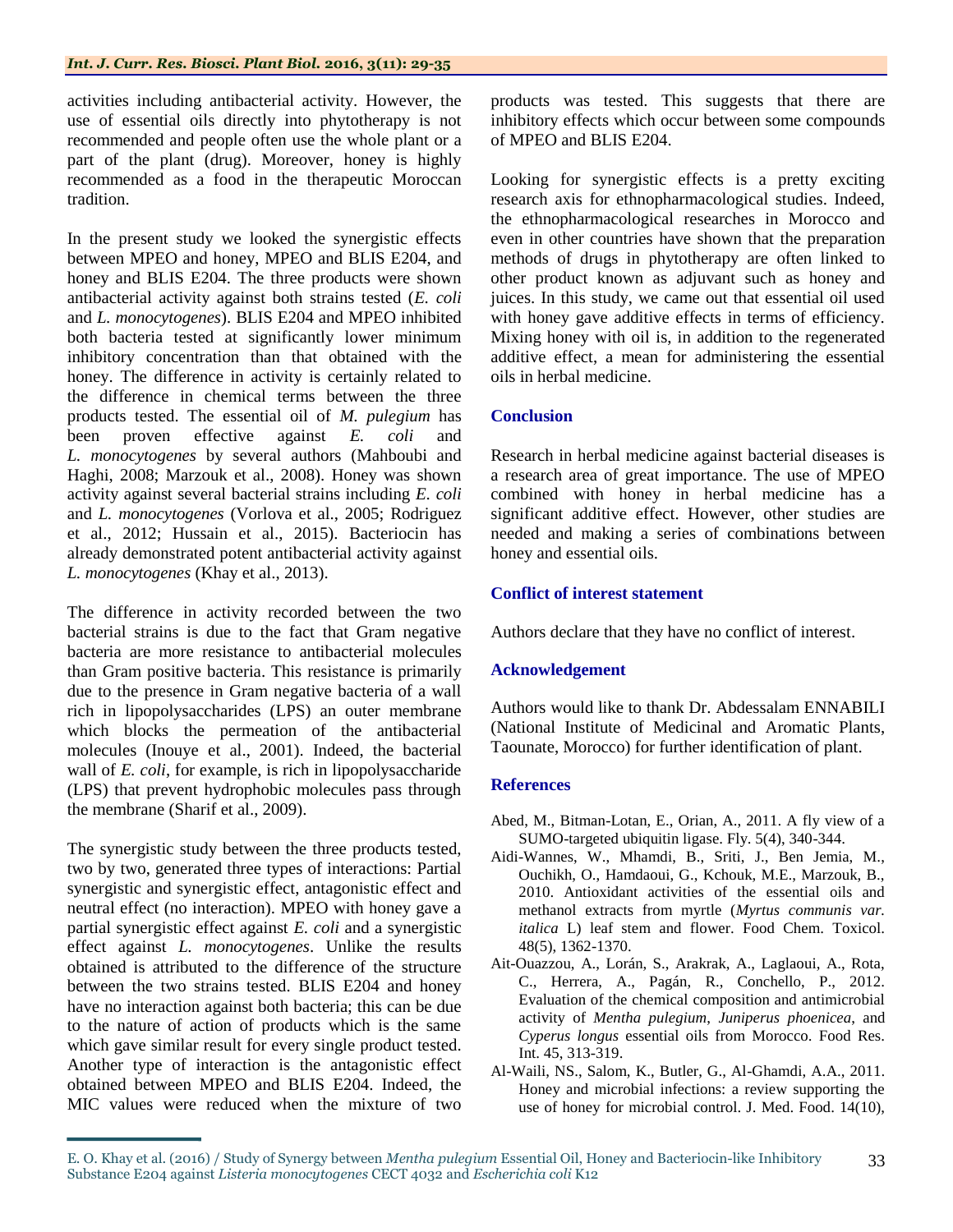activities including antibacterial activity. However, the use of essential oils directly into phytotherapy is not recommended and people often use the whole plant or a part of the plant (drug). Moreover, honey is highly recommended as a food in the therapeutic Moroccan tradition.

In the present study we looked the synergistic effects between MPEO and honey, MPEO and BLIS E204, and honey and BLIS E204. The three products were shown antibacterial activity against both strains tested (*E. coli* and *L. monocytogenes*). BLIS E204 and MPEO inhibited both bacteria tested at significantly lower minimum inhibitory concentration than that obtained with the honey. The difference in activity is certainly related to the difference in chemical terms between the three products tested. The essential oil of *M. pulegium* has been proven effective against *E. coli* and *L. monocytogenes* by several authors (Mahboubi and Haghi, 2008; Marzouk et al., 2008). Honey was shown activity against several bacterial strains including *E. coli* and *L. monocytogenes* (Vorlova et al., 2005; Rodriguez et al., 2012; Hussain et al., 2015). Bacteriocin has already demonstrated potent antibacterial activity against *L. monocytogenes* (Khay et al., 2013).

The difference in activity recorded between the two bacterial strains is due to the fact that Gram negative bacteria are more resistance to antibacterial molecules than Gram positive bacteria. This resistance is primarily due to the presence in Gram negative bacteria of a wall rich in lipopolysaccharides (LPS) an outer membrane which blocks the permeation of the antibacterial molecules (Inouye et al., 2001). Indeed, the bacterial wall of *E. coli*, for example, is rich in lipopolysaccharide (LPS) that prevent hydrophobic molecules pass through the membrane (Sharif et al., 2009).

The synergistic study between the three products tested, two by two, generated three types of interactions: Partial synergistic and synergistic effect, antagonistic effect and neutral effect (no interaction). MPEO with honey gave a partial synergistic effect against *E. coli* and a synergistic effect against *L. monocytogenes*. Unlike the results obtained is attributed to the difference of the structure between the two strains tested. BLIS E204 and honey have no interaction against both bacteria; this can be due to the nature of action of products which is the same which gave similar result for every single product tested. Another type of interaction is the antagonistic effect obtained between MPEO and BLIS E204. Indeed, the MIC values were reduced when the mixture of two products was tested. This suggests that there are inhibitory effects which occur between some compounds of MPEO and BLIS E204.

Looking for synergistic effects is a pretty exciting research axis for ethnopharmacological studies. Indeed, the ethnopharmacological researches in Morocco and even in other countries have shown that the preparation methods of drugs in phytotherapy are often linked to other product known as adjuvant such as honey and juices. In this study, we came out that essential oil used with honey gave additive effects in terms of efficiency. Mixing honey with oil is, in addition to the regenerated additive effect, a mean for administering the essential oils in herbal medicine.

## Conclusion

Research in herbal medicine against bacterial diseases is a research area of great importance. The use of MPEO combined with honey in herbal medicine has a significant additive effect. However, other studies are needed and making a series of combinations between honey and essential oils.

## Conflict of interest statement

Authors declare that they have no conflict of interest.

## Acknowledgement

Authors would like to thank Dr. Abdessalam ENNABILI (National Institute of Medicinal and Aromatic Plants, Taounate, Morocco) for further identification of plant.

## References

Abed, M., Bitman-Lotan, E., Orian, A., 2011. A fly view of a SUMO-targeted ubiquitin ligase. Fly. 5(4), 340-344.

Aidi-Wannes, W., Mhamdi, B., Sriti, J., Ben Jemia, M., Ouchikh, O., Hamdaoui, G., Kchouk, M.E., Marzouk, B., 2010. Antioxidant activities of the essential oils and methanol extracts from myrtle (*Myrtus communis var. italica* L) leaf stem and flower. Food Chem. Toxicol. 48(5), 1362-1370.

Ait-Ouazzou, A., Lorán, S., Arakrak, A., Laglaoui, A., Rota, C., Herrera, A., Pagán, R., Conchello, P., 2012. Evaluation of the chemical composition and antimicrobial activity of *Mentha pulegium*, *Juniperus phoenicea*, and *Cyperus longus* essential oils from Morocco. Food Res. Int. 45, 313-319.

Al-Waili, NS., Salom, K., Butler, G., Al-Ghamdi, A.A., 2011. Honey and microbial infections: a review supporting the use of honey for microbial control. J. Med. Food. 14(10),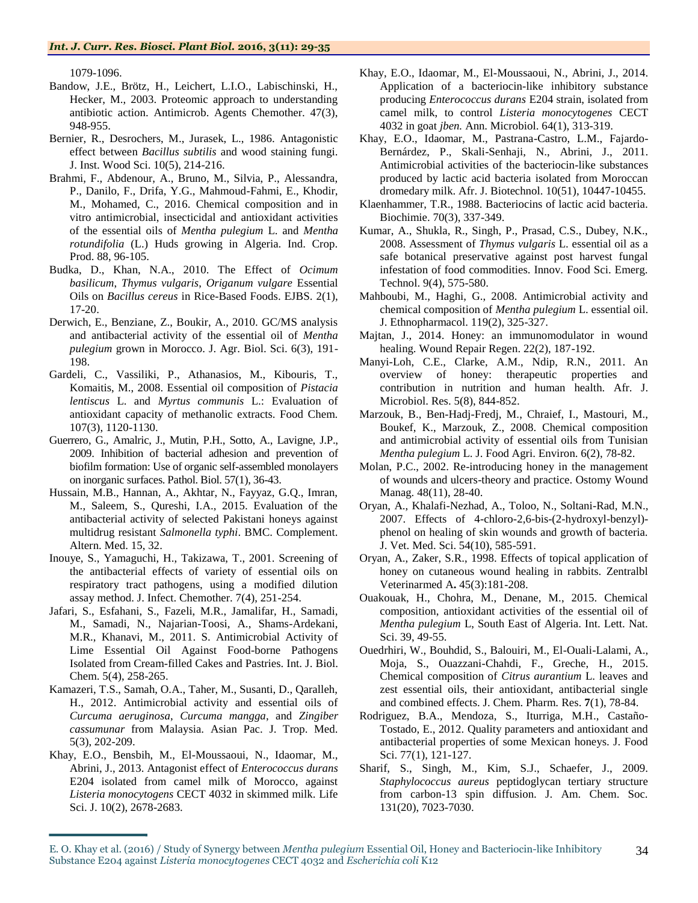1079-1096.

Bandow, J.E., Brötz, H., Leichert, L.I.O., Labischinski, H., Hecker, M., 2003. Proteomic approach to understanding antibiotic action. Antimicrob. Agents Chemother. 47(3), 948-955.

Bernier, R., Desrochers, M., Jurasek, L., 1986. Antagonistic effect between *Bacillus subtilis* and wood staining fungi. J. Inst. Wood Sci. 10(5), 214-216.

Brahmi, F., Abdenour, A., Bruno, M., Silvia, P., Alessandra, P., Danilo, F., Drifa, Y.G., Mahmoud-Fahmi, E., Khodir, M., Mohamed, C., 2016. Chemical composition and in vitro antimicrobial, insecticidal and antioxidant activities of the essential oils of *Mentha pulegium* L. and *Mentha rotundifolia* (L.) Huds growing in Algeria. Ind. Crop. Prod. 88, 96-105.

Budka, D., Khan, N.A., 2010. The Effect of *Ocimum basilicum*, *Thymus vulgaris*, *Origanum vulgare* Essential Oils on *Bacillus cereus* in Rice-Based Foods. EJBS. 2(1), 17-20.

Derwich, E., Benziane, Z., Boukir, A., 2010. GC/MS analysis and antibacterial activity of the essential oil of *Mentha pulegium* grown in Morocco. J. Agr. Biol. Sci. 6(3), 191-198.

Gardeli, C., Vassiliki, P., Athanasios, M., Kibouris, T., Komaitis, M., 2008. Essential oil composition of *Pistacia lentiscus* L. and *Myrtus communis* L.: Evaluation of antioxidant capacity of methanolic extracts. Food Chem. 107(3), 1120-1130.

Guerrero, G., Amalric, J., Mutin, P.H., Sotto, A., Lavigne, J.P., 2009. Inhibition of bacterial adhesion and prevention of biofilm formation: Use of organic self-assembled monolayers on inorganic surfaces. Pathol. Biol. 57(1), 36-43.

Hussain, M.B., Hannan, A., Akhtar, N., Fayyaz, G.Q., Imran, M., Saleem, S., Qureshi, I.A., 2015. Evaluation of the antibacterial activity of selected Pakistani honeys against multidrug resistant *Salmonella typhi*. BMC. Complement. Altern. Med. 15, 32.

Inouye, S., Yamaguchi, H., Takizawa, T., 2001. Screening of the antibacterial effects of variety of essential oils on respiratory tract pathogens, using a modified dilution assay method. J. Infect. Chemother. 7(4), 251-254.

Jafari, S., Esfahani, S., Fazeli, M.R., Jamalifar, H., Samadi, M., Samadi, N., Najarian-Toosi, A., Shams-Ardekani, M.R., Khanavi, M., 2011. S. Antimicrobial Activity of Lime Essential Oil Against Food-borne Pathogens Isolated from Cream-filled Cakes and Pastries. Int. J. Biol. Chem. 5(4), 258-265.

Kamazeri, T.S., Samah, O.A., Taher, M., Susanti, D., Qaralleh, H., 2012. Antimicrobial activity and essential oils of *Curcuma aeruginosa*, *Curcuma mangga*, and *Zingiber cassumunar* from Malaysia. Asian Pac. J. Trop. Med. 5(3), 202-209.

Khay, E.O., Bensbih, M., El-Moussaoui, N., Idaomar, M., Abrini, J., 2013. Antagonist effect of *Enterococcus durans* E204 isolated from camel milk of Morocco, against *Listeria monocytogenes* CECT 4032 in skimmed milk. Life Sci. J. 10(2), 2678-2683.

Khay, E.O., Idaomar, M., El-Moussaoui, N., Abrini, J., 2014. Application of a bacteriocin-like inhibitory substance producing *Enterococcus durans* E204 strain, isolated from camel milk, to control *Listeria monocytogenes* CECT 4032 in goat *jben.* Ann. Microbiol. 64(1), 313-319.

Khay, E.O., Idaomar, M., Pastrana-Castro, L.M., Fajardo-Bernárdez, P., Skali-Senhaji, N., Abrini, J., 2011. Antimicrobial activities of the bacteriocin-like substances produced by lactic acid bacteria isolated from Moroccan dromedary milk. Afr. J. Biotechnol. 10(51), 10447-10455.

Klaenhammer, T.R., 1988. Bacteriocins of lactic acid bacteria. Biochimie. 70(3), 337-349.

Kumar, A., Shukla, R., Singh, P., Prasad, C.S., Dubey, N.K., 2008. Assessment of *Thymus vulgaris* L. essential oil as a safe botanical preservative against post harvest fungal infestation of food commodities. Innov. Food Sci. Emerg. Technol. 9(4), 575-580.

Mahboubi, M., Haghi, G., 2008. Antimicrobial activity and chemical composition of *Mentha pulegium* L. essential oil. J. Ethnopharmacol. 119(2), 325-327.

Majtan, J., 2014. Honey: an immunomodulator in wound healing. Wound Repair Regen. 22(2), 187-192.

Manyi-Loh, C.E., Clarke, A.M., Ndip, R.N., 2011. An overview of honey: therapeutic properties and contribution in nutrition and human health. Afr. J. Microbiol. Res. 5(8), 844-852.

Marzouk, B., Ben-Hadj-Fredj, M., Chraief, I., Mastouri, M., Boukef, K., Marzouk, Z., 2008. Chemical composition and antimicrobial activity of essential oils from Tunisian *Mentha pulegium* L. J. Food Agri. Environ. 6(2), 78-82.

Molan, P.C., 2002. Re-introducing honey in the management of wounds and ulcers-theory and practice. Ostomy Wound Manag. 48(11), 28-40.

Oryan, A., Khalafi-Nezhad, A., Toloo, N., Soltani-Rad, M.N., 2007. Effects of 4-chloro-2,6-bis-(2-hydroxyl-benzyl)-phenol on healing of skin wounds and growth of bacteria. J. Vet. Med. Sci. 54(10), 585-591.

Oryan, A., Zaker, S.R., 1998. Effects of topical application of honey on cutaneous wound healing in rabbits. Zentralbl Veterinarmed A**.** 45(3):181-208.

Ouakouak, H., Chohra, M., Denane, M., 2015. Chemical composition, antioxidant activities of the essential oil of *Mentha pulegium* L, South East of Algeria. Int. Lett. Nat. Sci. 39, 49-55.

Ouedrhiri, W., Bouhdid, S., Balouiri, M., El-Ouali-Lalami, A., Moja, S., Ouazzani-Chahdi, F., Greche, H., 2015. Chemical composition of *Citrus aurantium* L. leaves and zest essential oils, their antioxidant, antibacterial single and combined effects. J. Chem. Pharm. Res. **7**(1), 78-84.

Rodriguez, B.A., Mendoza, S., Iturriga, M.H., Castaño-Tostado, E., 2012. Quality parameters and antioxidant and antibacterial properties of some Mexican honeys. J. Food Sci. 77(1), 121-127.

Sharif, S., Singh, M., Kim, S.J., Schaefer, J., 2009. *Staphylococcus aureus* peptidoglycan tertiary structure from carbon-13 spin diffusion. J. Am. Chem. Soc. 131(20), 7023-7030.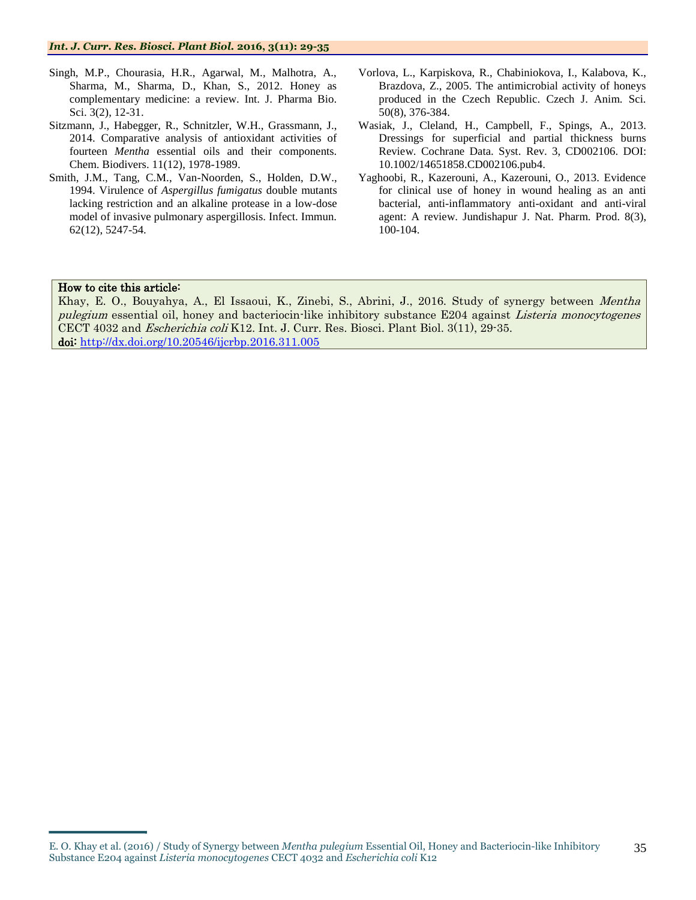Singh, M.P., Chourasia, H.R., Agarwal, M., Malhotra, A., Sharma, M., Sharma, D., Khan, S., 2012. Honey as complementary medicine: a review. Int. J. Pharma Bio. Sci. 3(2), 12-31.

Sitzmann, J., Habegger, R., Schnitzler, W.H., Grassmann, J., 2014. Comparative analysis of antioxidant activities of fourteen *Mentha* essential oils and their components. Chem. Biodivers. 11(12), 1978-1989.

Smith, J.M., Tang, C.M., Van-Noorden, S., Holden, D.W., 1994. Virulence of *Aspergillus fumigatus* double mutants lacking restriction and an alkaline protease in a low-dose model of invasive pulmonary aspergillosis. Infect. Immun. 62(12), 5247-54.

Vorlova, L., Karpiskova, R., Chabiniokova, I., Kalabova, K., Brazdova, Z., 2005. The antimicrobial activity of honeys produced in the Czech Republic. Czech J. Anim. Sci. 50(8), 376-384.

Wasiak, J., Cleland, H., Campbell, F., Spings, A., 2013. Dressings for superficial and partial thickness burns Review. Cochrane Data. Syst. Rev. 3, CD002106. DOI: 10.1002/14651858.CD002106.pub4.

Yaghoobi, R., Kazerouni, A., Kazerouni, O., 2013. Evidence for clinical use of honey in wound healing as an anti bacterial, anti-inflammatory anti-oxidant and anti-viral agent: A review. Jundishapur J. Nat. Pharm. Prod. 8(3), 100-104.

**How to cite this article:**

Khay, E. O., Bouyahya, A., El Issaoui, K., Zinebi, S., Abrini, J., 2016. Study of synergy between *Mentha pulegium* essential oil, honey and bacteriocin-like inhibitory substance E204 against *Listeria monocytogenes* CECT 4032 and *Escherichia coli* K12. Int. J. Curr. Res. Biosci. Plant Biol. 3(11), 29-35.

**doi:** http://dx.doi.org/10.20546/ijcrbp.2016.311.005